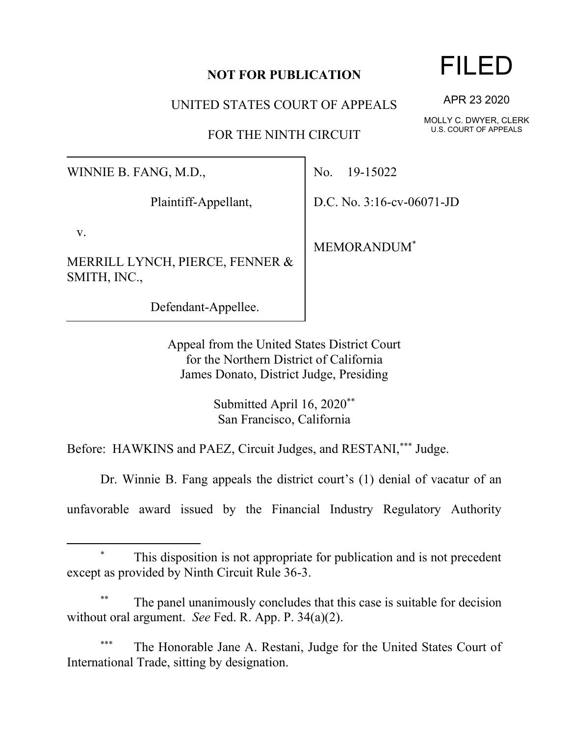**NOT FOR PUBLICATION**

UNITED STATES COURT OF APPEALS

FOR THE NINTH CIRCUIT

FILED

APR 23 2020

MOLLY C. DWYER, CLERK
U.S. COURT OF APPEALS

| | |
|---|---|
| WINNIE B. FANG, M.D.,<br><br>Plaintiff-Appellant,<br><br>v.<br><br>MERRILL LYNCH, PIERCE, FENNER & SMITH, INC.,<br><br>Defendant-Appellee. | No. 19-15022<br><br>D.C. No. 3:16-cv-06071-JD<br><br>MEMORANDUM* |

Appeal from the United States District Court
for the Northern District of California
James Donato, District Judge, Presiding

Submitted April 16, 2020**
San Francisco, California

Before: HAWKINS and PAEZ, Circuit Judges, and RESTANI,*** Judge.

Dr. Winnie B. Fang appeals the district court's (1) denial of vacatur of an unfavorable award issued by the Financial Industry Regulatory Authority

---

\* This disposition is not appropriate for publication and is not precedent except as provided by Ninth Circuit Rule 36-3.

\*\* The panel unanimously concludes that this case is suitable for decision without oral argument. *See* Fed. R. App. P. 34(a)(2).

\*\*\* The Honorable Jane A. Restani, Judge for the United States Court of International Trade, sitting by designation.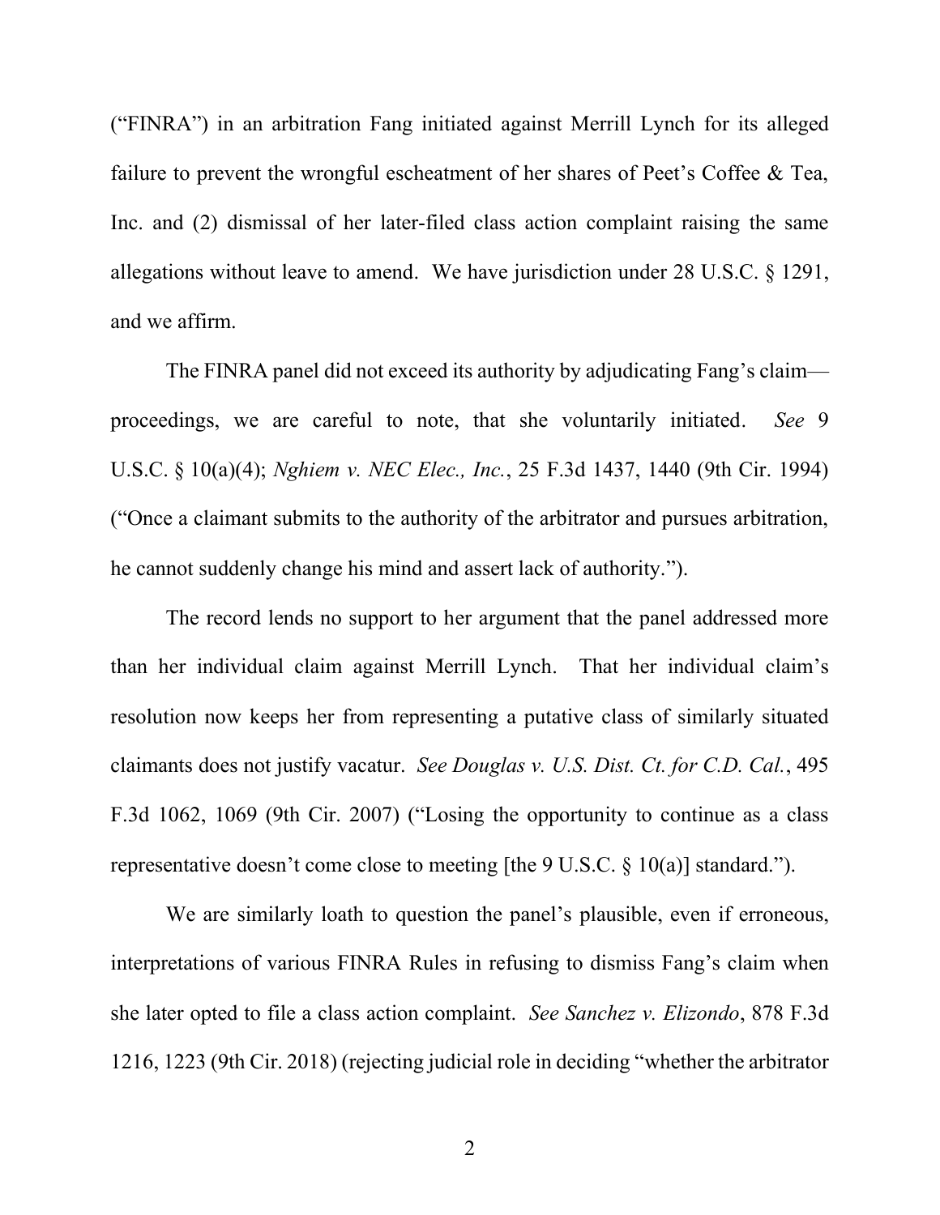("FINRA") in an arbitration Fang initiated against Merrill Lynch for its alleged failure to prevent the wrongful escheatment of her shares of Peet's Coffee & Tea, Inc. and (2) dismissal of her later-filed class action complaint raising the same allegations without leave to amend. We have jurisdiction under 28 U.S.C. § 1291, and we affirm.

The FINRA panel did not exceed its authority by adjudicating Fang's claim—proceedings, we are careful to note, that she voluntarily initiated. *See* 9 U.S.C. § 10(a)(4); *Nghiem v. NEC Elec., Inc.*, 25 F.3d 1437, 1440 (9th Cir. 1994) ("Once a claimant submits to the authority of the arbitrator and pursues arbitration, he cannot suddenly change his mind and assert lack of authority.").

The record lends no support to her argument that the panel addressed more than her individual claim against Merrill Lynch. That her individual claim's resolution now keeps her from representing a putative class of similarly situated claimants does not justify vacatur. *See Douglas v. U.S. Dist. Ct. for C.D. Cal.*, 495 F.3d 1062, 1069 (9th Cir. 2007) ("Losing the opportunity to continue as a class representative doesn't come close to meeting [the 9 U.S.C. § 10(a)] standard.").

We are similarly loath to question the panel's plausible, even if erroneous, interpretations of various FINRA Rules in refusing to dismiss Fang's claim when she later opted to file a class action complaint. *See Sanchez v. Elizondo*, 878 F.3d 1216, 1223 (9th Cir. 2018) (rejecting judicial role in deciding "whether the arbitrator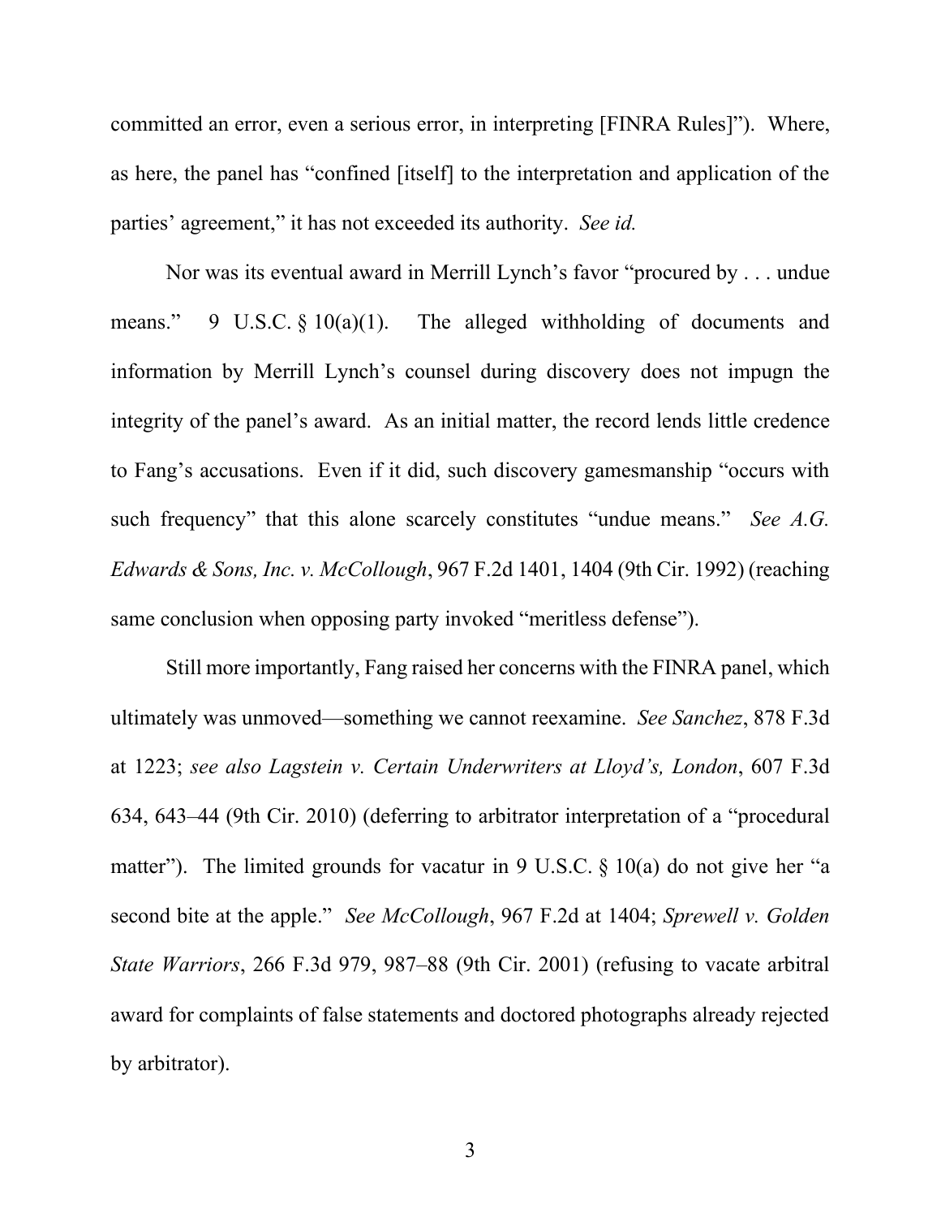committed an error, even a serious error, in interpreting [FINRA Rules]"). Where, as here, the panel has "confined [itself] to the interpretation and application of the parties' agreement," it has not exceeded its authority. *See id.*

Nor was its eventual award in Merrill Lynch's favor "procured by . . . undue means." 9 U.S.C. § 10(a)(1). The alleged withholding of documents and information by Merrill Lynch's counsel during discovery does not impugn the integrity of the panel's award. As an initial matter, the record lends little credence to Fang's accusations. Even if it did, such discovery gamesmanship "occurs with such frequency" that this alone scarcely constitutes "undue means." *See A.G. Edwards & Sons, Inc. v. McCollough*, 967 F.2d 1401, 1404 (9th Cir. 1992) (reaching same conclusion when opposing party invoked "meritless defense").

Still more importantly, Fang raised her concerns with the FINRA panel, which ultimately was unmoved—something we cannot reexamine. *See Sanchez*, 878 F.3d at 1223; *see also Lagstein v. Certain Underwriters at Lloyd's, London*, 607 F.3d 634, 643–44 (9th Cir. 2010) (deferring to arbitrator interpretation of a "procedural matter"). The limited grounds for vacatur in 9 U.S.C. § 10(a) do not give her "a second bite at the apple." *See McCollough*, 967 F.2d at 1404; *Sprewell v. Golden State Warriors*, 266 F.3d 979, 987–88 (9th Cir. 2001) (refusing to vacate arbitral award for complaints of false statements and doctored photographs already rejected by arbitrator).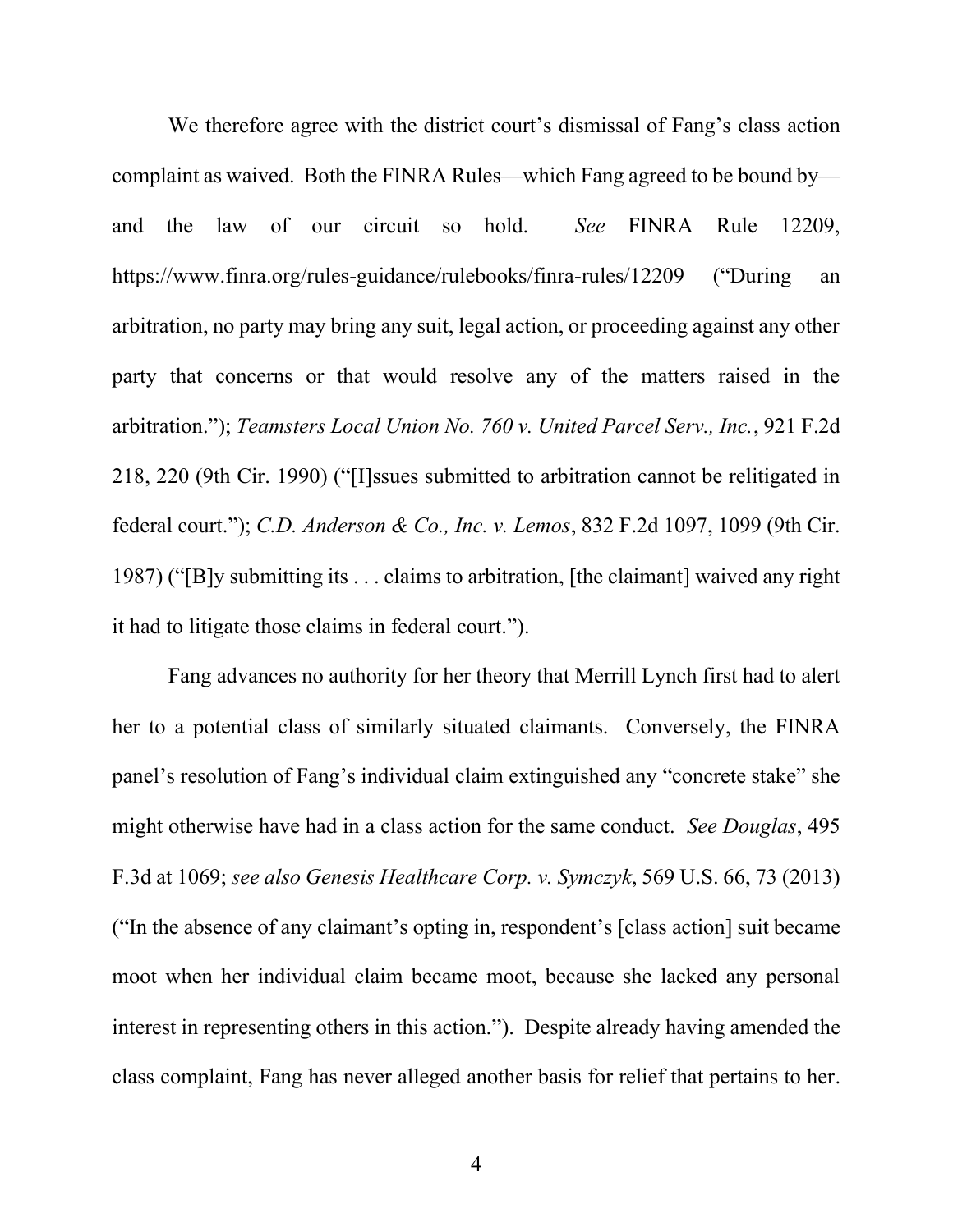We therefore agree with the district court's dismissal of Fang's class action complaint as waived. Both the FINRA Rules—which Fang agreed to be bound by—and the law of our circuit so hold. *See* FINRA Rule 12209, https://www.finra.org/rules-guidance/rulebooks/finra-rules/12209 ("During an arbitration, no party may bring any suit, legal action, or proceeding against any other party that concerns or that would resolve any of the matters raised in the arbitration."); *Teamsters Local Union No. 760 v. United Parcel Serv., Inc.*, 921 F.2d 218, 220 (9th Cir. 1990) ("[I]ssues submitted to arbitration cannot be relitigated in federal court."); *C.D. Anderson & Co., Inc. v. Lemos*, 832 F.2d 1097, 1099 (9th Cir. 1987) ("[B]y submitting its . . . claims to arbitration, [the claimant] waived any right it had to litigate those claims in federal court.").

Fang advances no authority for her theory that Merrill Lynch first had to alert her to a potential class of similarly situated claimants. Conversely, the FINRA panel's resolution of Fang's individual claim extinguished any "concrete stake" she might otherwise have had in a class action for the same conduct. *See Douglas*, 495 F.3d at 1069; *see also Genesis Healthcare Corp. v. Symczyk*, 569 U.S. 66, 73 (2013) ("In the absence of any claimant's opting in, respondent's [class action] suit became moot when her individual claim became moot, because she lacked any personal interest in representing others in this action."). Despite already having amended the class complaint, Fang has never alleged another basis for relief that pertains to her.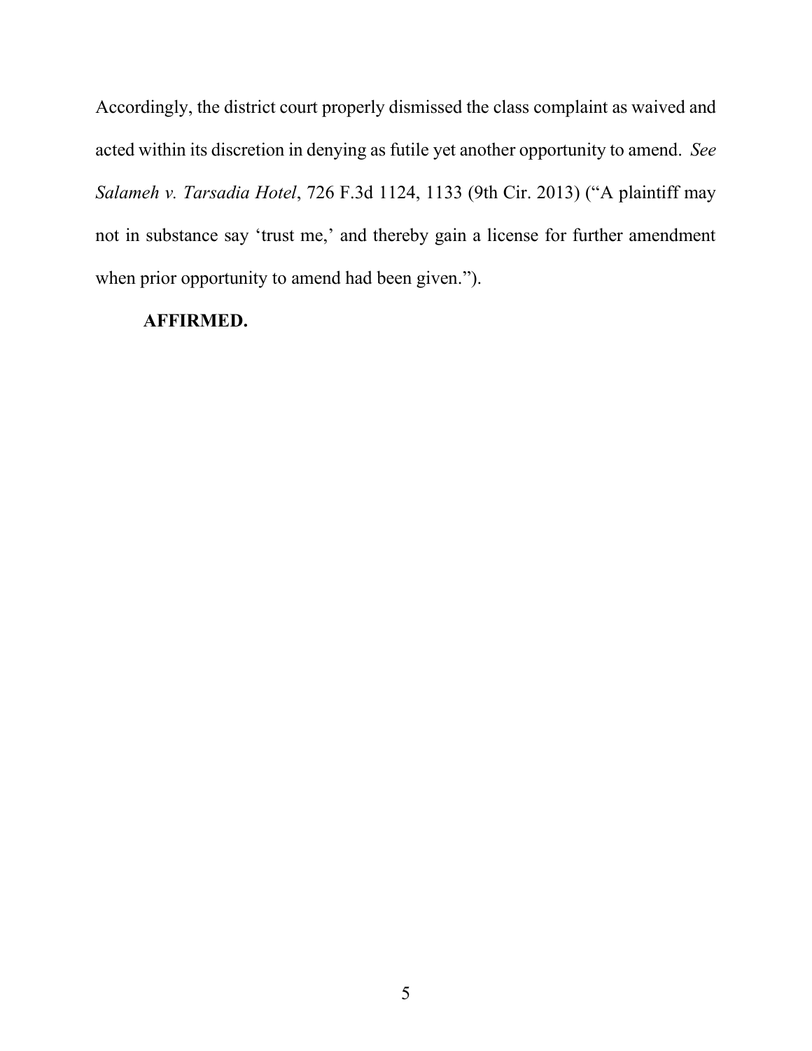Accordingly, the district court properly dismissed the class complaint as waived and acted within its discretion in denying as futile yet another opportunity to amend. *See Salameh v. Tarsadia Hotel*, 726 F.3d 1124, 1133 (9th Cir. 2013) ("A plaintiff may not in substance say 'trust me,' and thereby gain a license for further amendment when prior opportunity to amend had been given.").

**AFFIRMED.**